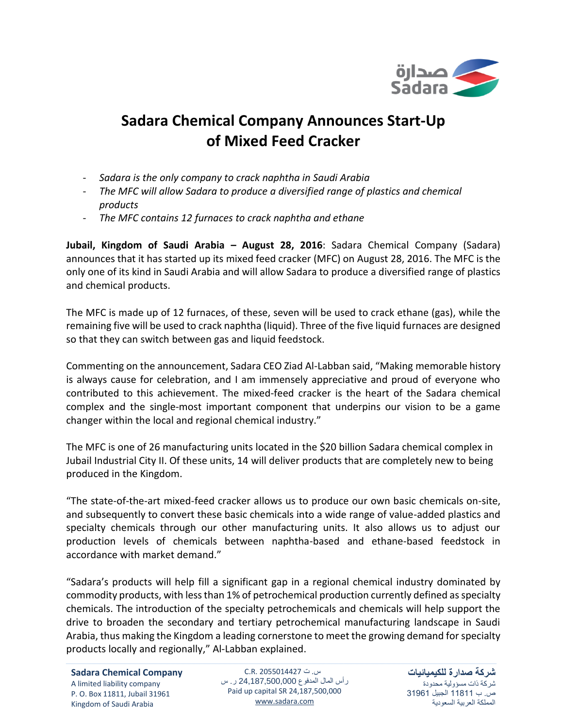# Sadara Chemical Company Announces Start-Up of Mixed Feed Cracker

- *Sadara is the only company to crack naphtha in Saudi Arabia*
- *The MFC will allow Sadara to produce a diversified range of plastics and chemical products*
- *The MFC contains 12 furnaces to crack naphtha and ethane*

**Jubail, Kingdom of Saudi Arabia – August 28, 2016**: Sadara Chemical Company (Sadara) announces that it has started up its mixed feed cracker (MFC) on August 28, 2016. The MFC is the only one of its kind in Saudi Arabia and will allow Sadara to produce a diversified range of plastics and chemical products.

The MFC is made up of 12 furnaces, of these, seven will be used to crack ethane (gas), while the remaining five will be used to crack naphtha (liquid). Three of the five liquid furnaces are designed so that they can switch between gas and liquid feedstock.

Commenting on the announcement, Sadara CEO Ziad Al-Labban said, "Making memorable history is always cause for celebration, and I am immensely appreciative and proud of everyone who contributed to this achievement. The mixed-feed cracker is the heart of the Sadara chemical complex and the single-most important component that underpins our vision to be a game changer within the local and regional chemical industry."

The MFC is one of 26 manufacturing units located in the $20 billion Sadara chemical complex in Jubail Industrial City II. Of these units, 14 will deliver products that are completely new to being produced in the Kingdom.

"The state-of-the-art mixed-feed cracker allows us to produce our own basic chemicals on-site, and subsequently to convert these basic chemicals into a wide range of value-added plastics and specialty chemicals through our other manufacturing units. It also allows us to adjust our production levels of chemicals between naphtha-based and ethane-based feedstock in accordance with market demand."

"Sadara's products will help fill a significant gap in a regional chemical industry dominated by commodity products, with less than 1% of petrochemical production currently defined as specialty chemicals. The introduction of the specialty petrochemicals and chemicals will help support the drive to broaden the secondary and tertiary petrochemical manufacturing landscape in Saudi Arabia, thus making the Kingdom a leading cornerstone to meet the growing demand for specialty products locally and regionally," Al-Labban explained.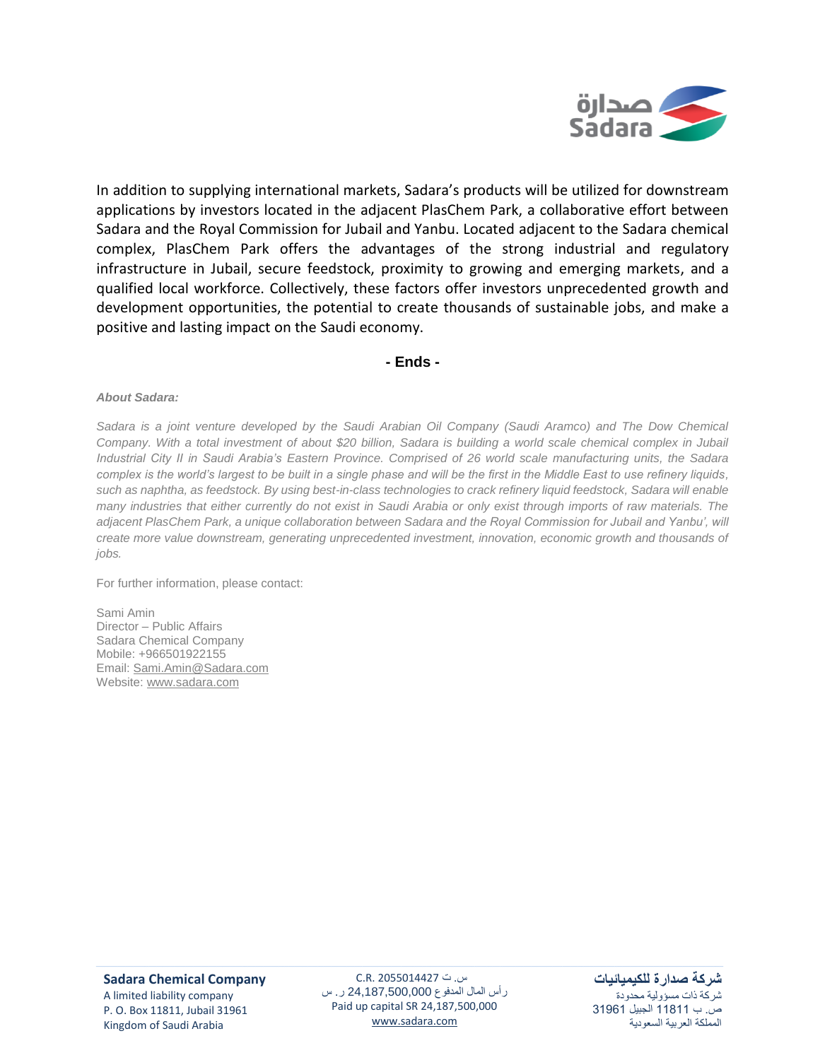In addition to supplying international markets, Sadara's products will be utilized for downstream applications by investors located in the adjacent PlasChem Park, a collaborative effort between Sadara and the Royal Commission for Jubail and Yanbu. Located adjacent to the Sadara chemical complex, PlasChem Park offers the advantages of the strong industrial and regulatory infrastructure in Jubail, secure feedstock, proximity to growing and emerging markets, and a qualified local workforce. Collectively, these factors offer investors unprecedented growth and development opportunities, the potential to create thousands of sustainable jobs, and make a positive and lasting impact on the Saudi economy.

**- Ends -**

***About Sadara:***

*Sadara is a joint venture developed by the Saudi Arabian Oil Company (Saudi Aramco) and The Dow Chemical Company. With a total investment of about $20 billion, Sadara is building a world scale chemical complex in Jubail Industrial City II in Saudi Arabia's Eastern Province. Comprised of 26 world scale manufacturing units, the Sadara complex is the world's largest to be built in a single phase and will be the first in the Middle East to use refinery liquids, such as naphtha, as feedstock. By using best-in-class technologies to crack refinery liquid feedstock, Sadara will enable many industries that either currently do not exist in Saudi Arabia or only exist through imports of raw materials. The adjacent PlasChem Park, a unique collaboration between Sadara and the Royal Commission for Jubail and Yanbu', will create more value downstream, generating unprecedented investment, innovation, economic growth and thousands of jobs.*

For further information, please contact:

Sami Amin
Director – Public Affairs
Sadara Chemical Company
Mobile: +966501922155
Email: Sami.Amin@Sadara.com
Website: www.sadara.com